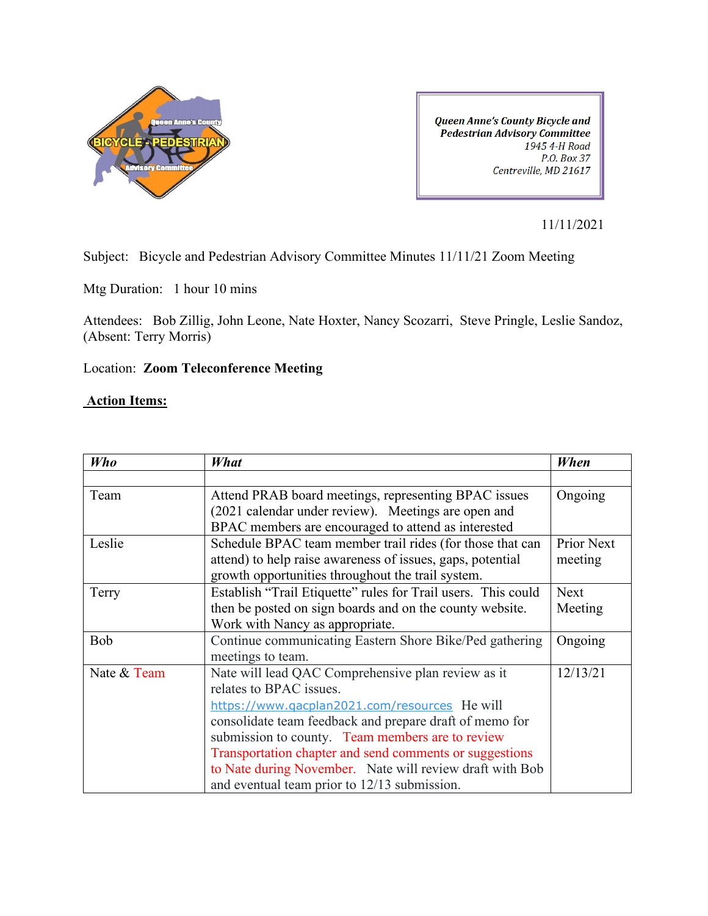Queen Anne's County BICYCLE - PEDESTRIAN Advisory Committee

*Queen Anne's County Bicycle and Pedestrian Advisory Committee*
*1945 4-H Road*
*P.O. Box 37*
*Centreville, MD 21617*

11/11/2021

Subject: Bicycle and Pedestrian Advisory Committee Minutes 11/11/21 Zoom Meeting

Mtg Duration: 1 hour 10 mins

Attendees: Bob Zillig, John Leone, Nate Hoxter, Nancy Scozarri, Steve Pringle, Leslie Sandoz, (Absent: Terry Morris)

Location: **Zoom Teleconference Meeting**

**Action Items:**

| ***Who*** | ***What*** | ***When*** |
|---|---|---|
| | | |
| Team | Attend PRAB board meetings, representing BPAC issues (2021 calendar under review). Meetings are open and BPAC members are encouraged to attend as interested | Ongoing |
| Leslie | Schedule BPAC team member trail rides (for those that can attend) to help raise awareness of issues, gaps, potential growth opportunities throughout the trail system. | Prior Next meeting |
| Terry | Establish "Trail Etiquette" rules for Trail users. This could then be posted on sign boards and on the county website. Work with Nancy as appropriate. | Next Meeting |
| Bob | Continue communicating Eastern Shore Bike/Ped gathering meetings to team. | Ongoing |
| Nate & Team | Nate will lead QAC Comprehensive plan review as it relates to BPAC issues. https://www.qacplan2021.com/resources He will consolidate team feedback and prepare draft of memo for submission to county. Team members are to review Transportation chapter and send comments or suggestions to Nate during November. Nate will review draft with Bob and eventual team prior to 12/13 submission. | 12/13/21 |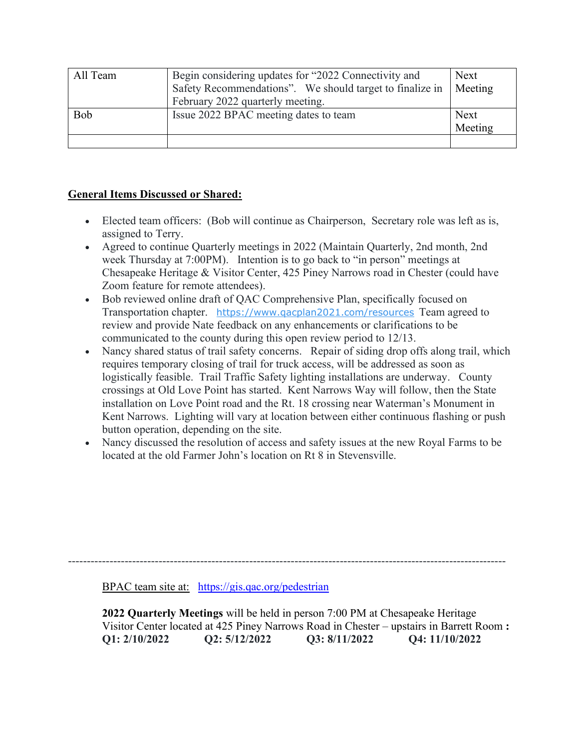| | | |
|---|---|---|
| All Team | Begin considering updates for "2022 Connectivity and Safety Recommendations". We should target to finalize in February 2022 quarterly meeting. | Next Meeting |
| Bob | Issue 2022 BPAC meeting dates to team | Next Meeting |
| | | |

**General Items Discussed or Shared:**

- Elected team officers: (Bob will continue as Chairperson, Secretary role was left as is, assigned to Terry.
- Agreed to continue Quarterly meetings in 2022 (Maintain Quarterly, 2nd month, 2nd week Thursday at 7:00PM). Intention is to go back to "in person" meetings at Chesapeake Heritage & Visitor Center, 425 Piney Narrows road in Chester (could have Zoom feature for remote attendees).
- Bob reviewed online draft of QAC Comprehensive Plan, specifically focused on Transportation chapter. https://www.qacplan2021.com/resources Team agreed to review and provide Nate feedback on any enhancements or clarifications to be communicated to the county during this open review period to 12/13.
- Nancy shared status of trail safety concerns. Repair of siding drop offs along trail, which requires temporary closing of trail for truck access, will be addressed as soon as logistically feasible. Trail Traffic Safety lighting installations are underway. County crossings at Old Love Point has started. Kent Narrows Way will follow, then the State installation on Love Point road and the Rt. 18 crossing near Waterman's Monument in Kent Narrows. Lighting will vary at location between either continuous flashing or push button operation, depending on the site.
- Nancy discussed the resolution of access and safety issues at the new Royal Farms to be located at the old Farmer John's location on Rt 8 in Stevensville.

---

BPAC team site at: https://gis.qac.org/pedestrian

**2022 Quarterly Meetings** will be held in person 7:00 PM at Chesapeake Heritage Visitor Center located at 425 Piney Narrows Road in Chester – upstairs in Barrett Room **:**
**Q1: 2/10/2022 Q2: 5/12/2022 Q3: 8/11/2022 Q4: 11/10/2022**